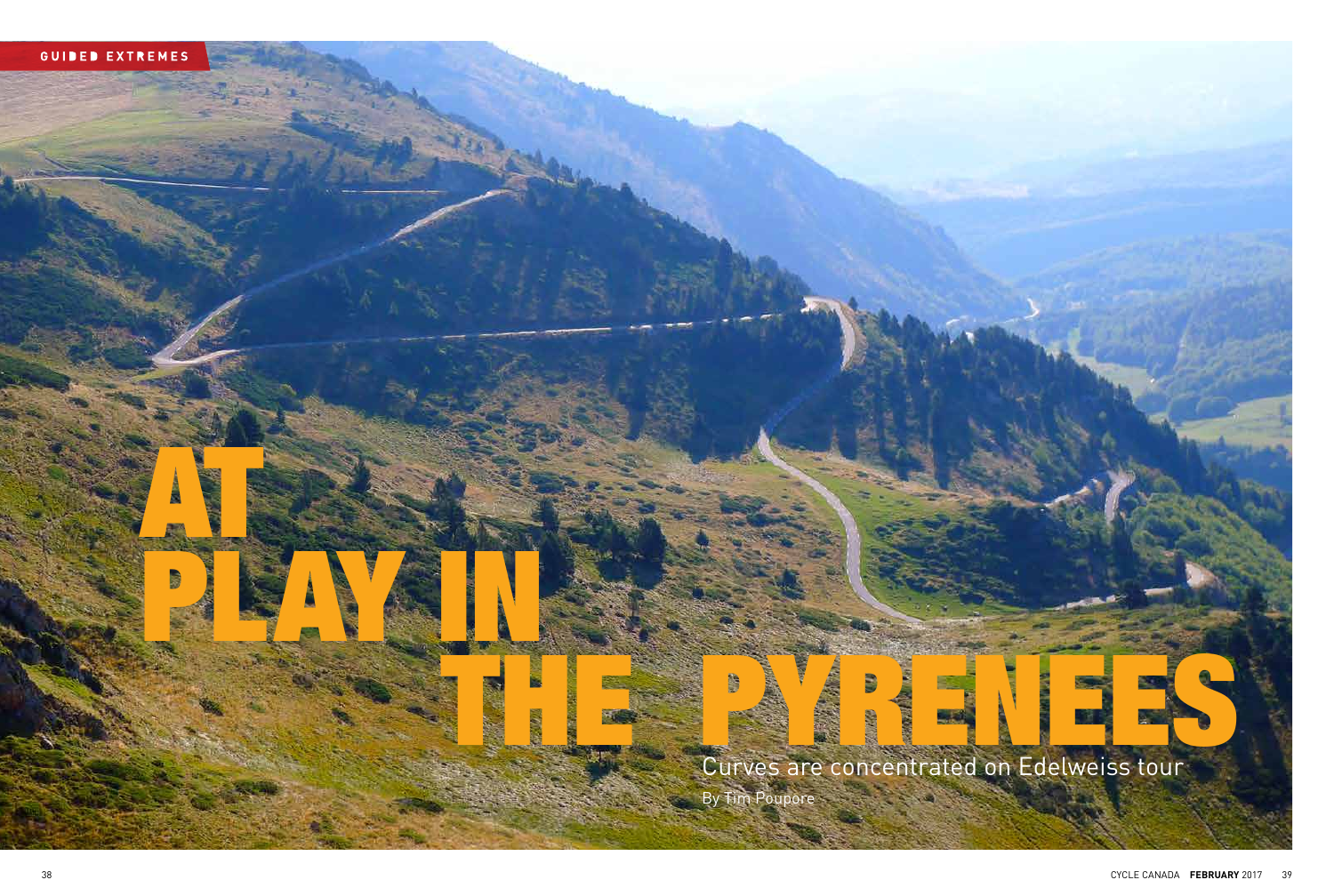GUIDED EXTREMES

# AT PLAY IN THE PYRENEES

## Curves are concentrated on Edelweiss tour

By Tim Poupore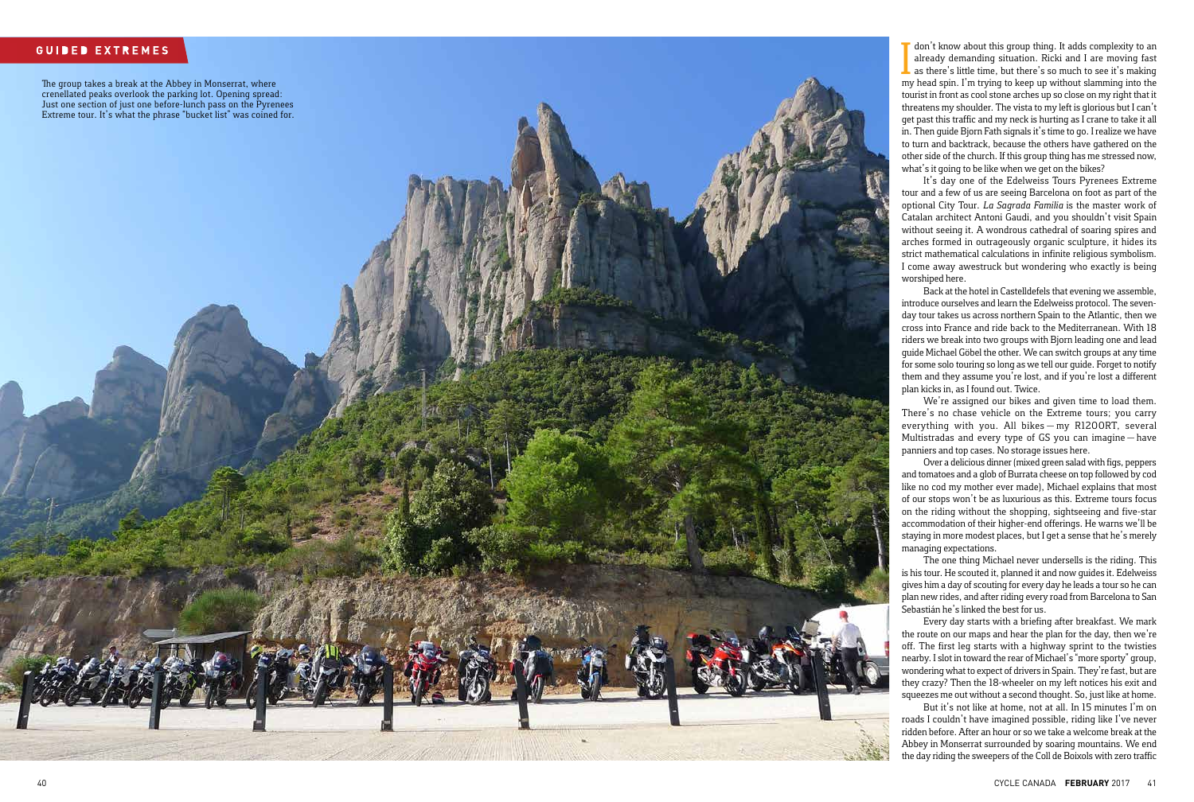The group takes a break at the Abbey in Monserrat, where crenellated peaks overlook the parking lot. Opening spread: Just one section of just one before-lunch pass on the Pyrenees Extreme tour. It's what the phrase "bucket list" was coined for.

I don't know about this group thing. It adds complexity to an already demanding situation. Ricki and I are moving fast as there's little time, but there's so much to see it's making my head spin. I'm trying to keep up without slamming into the tourist in front as cool stone arches up so close on my right that it threatens my shoulder. The vista to my left is glorious but I can't get past this traffic and my neck is hurting as I crane to take it all in. Then guide Bjorn Fath signals it's time to go. I realize we have to turn and backtrack, because the others have gathered on the other side of the church. If this group thing has me stressed now, what's it going to be like when we get on the bikes?

It's day one of the Edelweiss Tours Pyrenees Extreme tour and a few of us are seeing Barcelona on foot as part of the optional City Tour. *La Sagrada Familia* is the master work of Catalan architect Antoni Gaudi, and you shouldn't visit Spain without seeing it. A wondrous cathedral of soaring spires and arches formed in outrageously organic sculpture, it hides its strict mathematical calculations in infinite religious symbolism. I come away awestruck but wondering who exactly is being worshiped here.

Back at the hotel in Castelldefels that evening we assemble, introduce ourselves and learn the Edelweiss protocol. The seven-day tour takes us across northern Spain to the Atlantic, then we cross into France and ride back to the Mediterranean. With 18 riders we break into two groups with Bjorn leading one and lead guide Michael Göbel the other. We can switch groups at any time for some solo touring so long as we tell our guide. Forget to notify them and they assume you're lost, and if you're lost a different plan kicks in, as I found out. Twice.

We're assigned our bikes and given time to load them. There's no chase vehicle on the Extreme tours; you carry everything with you. All bikes—my R1200RT, several Multistradas and every type of GS you can imagine—have panniers and top cases. No storage issues here.

Over a delicious dinner (mixed green salad with figs, peppers and tomatoes and a glob of Burrata cheese on top followed by cod like no cod my mother ever made), Michael explains that most of our stops won't be as luxurious as this. Extreme tours focus on the riding without the shopping, sightseeing and five-star accommodation of their higher-end offerings. He warns we'll be staying in more modest places, but I get a sense that he's merely managing expectations.

The one thing Michael never undersells is the riding. This is his tour. He scouted it, planned it and now guides it. Edelweiss gives him a day of scouting for every day he leads a tour so he can plan new rides, and after riding every road from Barcelona to San Sebastián he's linked the best for us.

Every day starts with a briefing after breakfast. We mark the route on our maps and hear the plan for the day, then we're off. The first leg starts with a highway sprint to the twisties nearby. I slot in toward the rear of Michael's "more sporty" group, wondering what to expect of drivers in Spain. They're fast, but are they crazy? Then the 18-wheeler on my left notices his exit and squeezes me out without a second thought. So, just like at home.

But it's not like at home, not at all. In 15 minutes I'm on roads I couldn't have imagined possible, riding like I've never ridden before. After an hour or so we take a welcome break at the Abbey in Monserrat surrounded by soaring mountains. We end the day riding the sweepers of the Coll de Boixols with zero traffic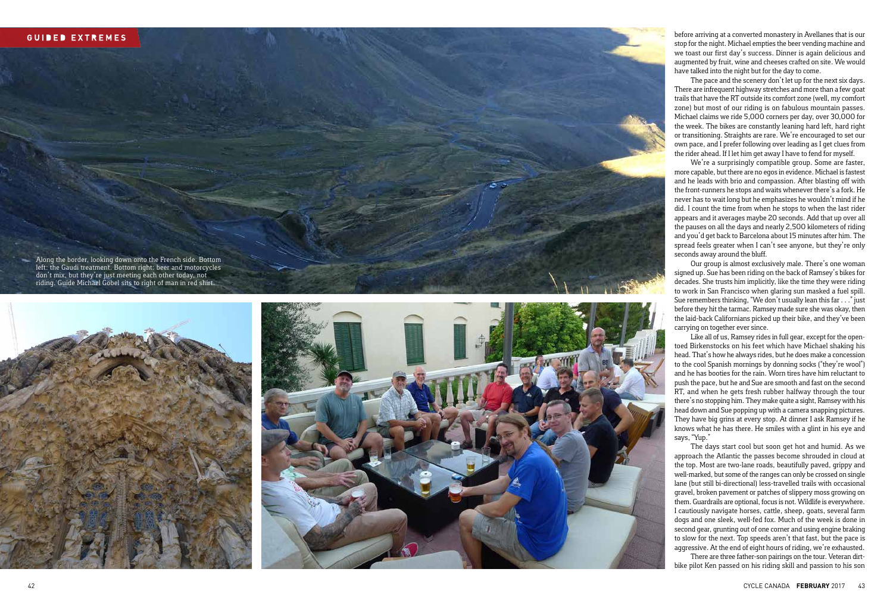Along the border, looking down onto the French side. Bottom left: the Gaudí treatment. Bottom right: beer and motorcycles don't mix, but they're just meeting each other today, not riding. Guide Michael Göbel sits to right of man in red shirt.

before arriving at a converted monastery in Avellanes that is our stop for the night. Michael empties the beer vending machine and we toast our first day's success. Dinner is again delicious and augmented by fruit, wine and cheeses crafted on site. We would have talked into the night but for the day to come.

The pace and the scenery don't let up for the next six days. There are infrequent highway stretches and more than a few goat trails that have the RT outside its comfort zone (well, my comfort zone) but most of our riding is on fabulous mountain passes. Michael claims we ride 5,000 corners per day, over 30,000 for the week. The bikes are constantly leaning hard left, hard right or transitioning. Straights are rare. We're encouraged to set our own pace, and I prefer following over leading as I get clues from the rider ahead. If I let him get away I have to fend for myself.

We're a surprisingly compatible group. Some are faster, more capable, but there are no egos in evidence. Michael is fastest and he leads with brio and compassion. After blasting off with the front-runners he stops and waits whenever there's a fork. He never has to wait long but he emphasizes he wouldn't mind if he did. I count the time from when he stops to when the last rider appears and it averages maybe 20 seconds. Add that up over all the pauses on all the days and nearly 2,500 kilometers of riding and you'd get back to Barcelona about 15 minutes after him. The spread feels greater when I can't see anyone, but they're only seconds away around the bluff.

Our group is almost exclusively male. There's one woman signed up. Sue has been riding on the back of Ramsey's bikes for decades. She trusts him implicitly, like the time they were riding to work in San Francisco when glaring sun masked a fuel spill. Sue remembers thinking, "We don't usually lean this far . . ." just before they hit the tarmac. Ramsey made sure she was okay, then the laid-back Californians picked up their bike, and they've been carrying on together ever since.

Like all of us, Ramsey rides in full gear, except for the open-toed Birkenstocks on his feet which have Michael shaking his head. That's how he always rides, but he does make a concession to the cool Spanish mornings by donning socks ("they're wool") and he has booties for the rain. Worn tires have him reluctant to push the pace, but he and Sue are smooth and fast on the second RT, and when he gets fresh rubber halfway through the tour there's no stopping him. They make quite a sight, Ramsey with his head down and Sue popping up with a camera snapping pictures. They have big grins at every stop. At dinner I ask Ramsey if he knows what he has there. He smiles with a glint in his eye and says, "Yup."

The days start cool but soon get hot and humid. As we approach the Atlantic the passes become shrouded in cloud at the top. Most are two-lane roads, beautifully paved, grippy and well-marked, but some of the ranges can only be crossed on single lane (but still bi-directional) less-travelled trails with occasional gravel, broken pavement or patches of slippery moss growing on them. Guardrails are optional, focus is not. Wildlife is everywhere. I cautiously navigate horses, cattle, sheep, goats, several farm dogs and one sleek, well-fed fox. Much of the week is done in second gear, grunting out of one corner and using engine braking to slow for the next. Top speeds aren't that fast, but the pace is aggressive. At the end of eight hours of riding, we're exhausted.

There are three father-son pairings on the tour. Veteran dirt-bike pilot Ken passed on his riding skill and passion to his son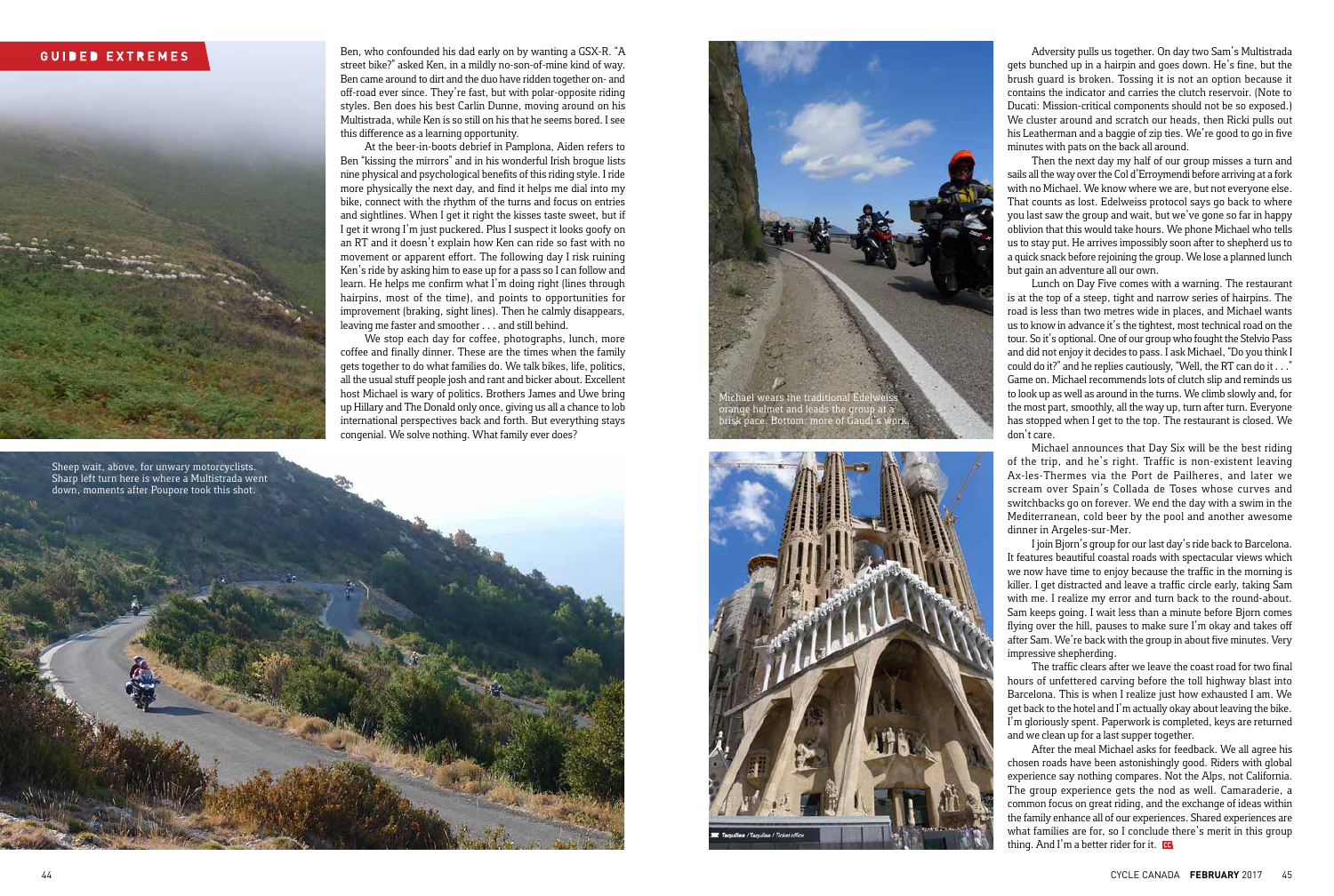Ben, who confounded his dad early on by wanting a GSX-R. "A street bike?" asked Ken, in a mildly no-son-of-mine kind of way. Ben came around to dirt and the duo have ridden together on- and off-road ever since. They're fast, but with polar-opposite riding styles. Ben does his best Carlin Dunne, moving around on his Multistrada, while Ken is so still on his that he seems bored. I see this difference as a learning opportunity.

At the beer-in-boots debrief in Pamplona, Aiden refers to Ben "kissing the mirrors" and in his wonderful Irish brogue lists nine physical and psychological benefits of this riding style. I ride more physically the next day, and find it helps me dial into my bike, connect with the rhythm of the turns and focus on entries and sightlines. When I get it right the kisses taste sweet, but if I get it wrong I'm just puckered. Plus I suspect it looks goofy on an RT and it doesn't explain how Ken can ride so fast with no movement or apparent effort. The following day I risk ruining Ken's ride by asking him to ease up for a pass so I can follow and learn. He helps me confirm what I'm doing right (lines through hairpins, most of the time), and points to opportunities for improvement (braking, sight lines). Then he calmly disappears, leaving me faster and smoother . . . and still behind.

We stop each day for coffee, photographs, lunch, more coffee and finally dinner. These are the times when the family gets together to do what families do. We talk bikes, life, politics, all the usual stuff people josh and rant and bicker about. Excellent host Michael is wary of politics. Brothers James and Uwe bring up Hillary and The Donald only once, giving us all a chance to lob international perspectives back and forth. But everything stays congenial. We solve nothing. What family ever does?

Sheep wait, above, for unwary motorcyclists. Sharp left turn here is where a Multistrada went down, moments after Poupore took this shot.

Michael wears the traditional Edelweiss orange helmet and leads the group at a brisk pace. Bottom: more of Gaudi's work.

Adversity pulls us together. On day two Sam's Multistrada gets bunched up in a hairpin and goes down. He's fine, but the brush guard is broken. Tossing it is not an option because it contains the indicator and carries the clutch reservoir. (Note to Ducati: Mission-critical components should not be so exposed.) We cluster around and scratch our heads, then Ricki pulls out his Leatherman and a baggie of zip ties. We're good to go in five minutes with pats on the back all around.

Then the next day my half of our group misses a turn and sails all the way over the Col d'Erroymendi before arriving at a fork with no Michael. We know where we are, but not everyone else. That counts as lost. Edelweiss protocol says go back to where you last saw the group and wait, but we've gone so far in happy oblivion that this would take hours. We phone Michael who tells us to stay put. He arrives impossibly soon after to shepherd us to a quick snack before rejoining the group. We lose a planned lunch but gain an adventure all our own.

Lunch on Day Five comes with a warning. The restaurant is at the top of a steep, tight and narrow series of hairpins. The road is less than two metres wide in places, and Michael wants us to know in advance it's the tightest, most technical road on the tour. So it's optional. One of our group who fought the Stelvio Pass and did not enjoy it decides to pass. I ask Michael, "Do you think I could do it?" and he replies cautiously, "Well, the RT can do it . . ." Game on. Michael recommends lots of clutch slip and reminds us to look up as well as around in the turns. We climb slowly and, for the most part, smoothly, all the way up, turn after turn. Everyone has stopped when I get to the top. The restaurant is closed. We don't care.

Michael announces that Day Six will be the best riding of the trip, and he's right. Traffic is non-existent leaving Ax-les-Thermes via the Port de Pailheres, and later we scream over Spain's Collada de Toses whose curves and switchbacks go on forever. We end the day with a swim in the Mediterranean, cold beer by the pool and another awesome dinner in Argeles-sur-Mer.

I join Bjorn's group for our last day's ride back to Barcelona. It features beautiful coastal roads with spectacular views which we now have time to enjoy because the traffic in the morning is killer. I get distracted and leave a traffic circle early, taking Sam with me. I realize my error and turn back to the round-about. Sam keeps going. I wait less than a minute before Bjorn comes flying over the hill, pauses to make sure I'm okay and takes off after Sam. We're back with the group in about five minutes. Very impressive shepherding.

The traffic clears after we leave the coast road for two final hours of unfettered carving before the toll highway blast into Barcelona. This is when I realize just how exhausted I am. We get back to the hotel and I'm actually okay about leaving the bike. I'm gloriously spent. Paperwork is completed, keys are returned and we clean up for a last supper together.

After the meal Michael asks for feedback. We all agree his chosen roads have been astonishingly good. Riders with global experience say nothing compares. Not the Alps, not California. The group experience gets the nod as well. Camaraderie, a common focus on great riding, and the exchange of ideas within the family enhance all of our experiences. Shared experiences are what families are for, so I conclude there's merit in this group thing. And I'm a better rider for it.